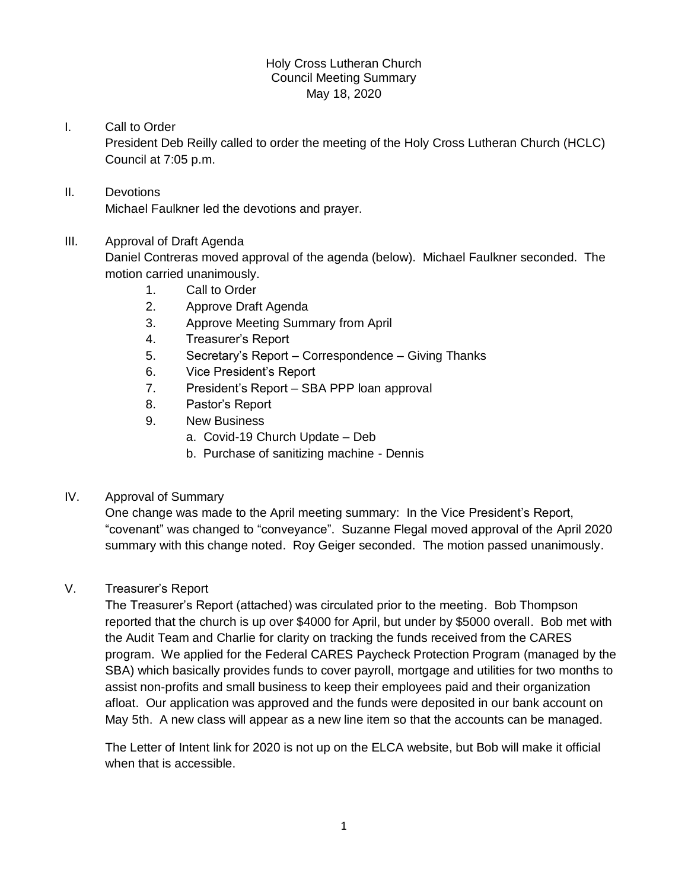Holy Cross Lutheran Church
Council Meeting Summary
May 18, 2020

I. Call to Order

President Deb Reilly called to order the meeting of the Holy Cross Lutheran Church (HCLC) Council at 7:05 p.m.

II. Devotions

Michael Faulkner led the devotions and prayer.

III. Approval of Draft Agenda

Daniel Contreras moved approval of the agenda (below). Michael Faulkner seconded. The motion carried unanimously.

1. Call to Order
2. Approve Draft Agenda
3. Approve Meeting Summary from April
4. Treasurer's Report
5. Secretary's Report – Correspondence – Giving Thanks
6. Vice President's Report
7. President's Report – SBA PPP loan approval
8. Pastor's Report
9. New Business
   a. Covid-19 Church Update – Deb
   b. Purchase of sanitizing machine - Dennis

IV. Approval of Summary

One change was made to the April meeting summary: In the Vice President's Report, "covenant" was changed to "conveyance". Suzanne Flegal moved approval of the April 2020 summary with this change noted. Roy Geiger seconded. The motion passed unanimously.

V. Treasurer's Report

The Treasurer's Report (attached) was circulated prior to the meeting. Bob Thompson reported that the church is up over $4000 for April, but under by $5000 overall. Bob met with the Audit Team and Charlie for clarity on tracking the funds received from the CARES program. We applied for the Federal CARES Paycheck Protection Program (managed by the SBA) which basically provides funds to cover payroll, mortgage and utilities for two months to assist non-profits and small business to keep their employees paid and their organization afloat. Our application was approved and the funds were deposited in our bank account on May 5th. A new class will appear as a new line item so that the accounts can be managed.

The Letter of Intent link for 2020 is not up on the ELCA website, but Bob will make it official when that is accessible.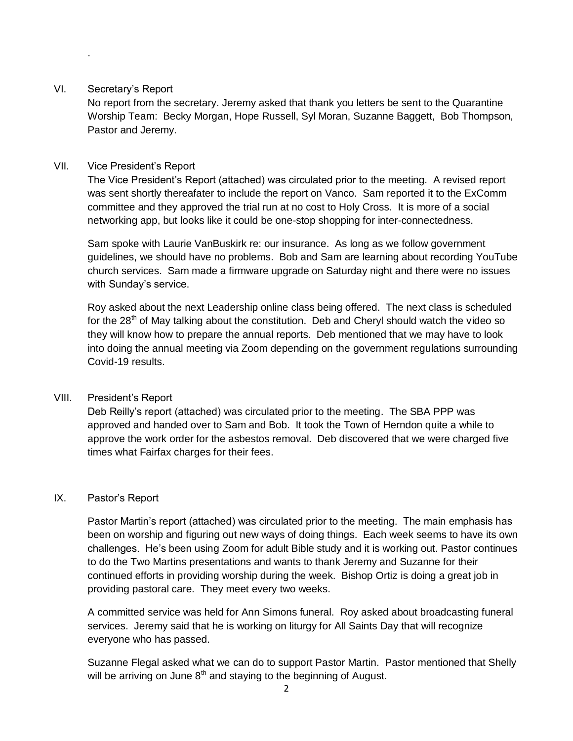.

## VI. Secretary's Report

No report from the secretary. Jeremy asked that thank you letters be sent to the Quarantine Worship Team: Becky Morgan, Hope Russell, Syl Moran, Suzanne Baggett, Bob Thompson, Pastor and Jeremy.

## VII. Vice President's Report

The Vice President's Report (attached) was circulated prior to the meeting. A revised report was sent shortly thereafater to include the report on Vanco. Sam reported it to the ExComm committee and they approved the trial run at no cost to Holy Cross. It is more of a social networking app, but looks like it could be one-stop shopping for inter-connectedness.

Sam spoke with Laurie VanBuskirk re: our insurance. As long as we follow government guidelines, we should have no problems. Bob and Sam are learning about recording YouTube church services. Sam made a firmware upgrade on Saturday night and there were no issues with Sunday's service.

Roy asked about the next Leadership online class being offered. The next class is scheduled for the 28th of May talking about the constitution. Deb and Cheryl should watch the video so they will know how to prepare the annual reports. Deb mentioned that we may have to look into doing the annual meeting via Zoom depending on the government regulations surrounding Covid-19 results.

## VIII. President's Report

Deb Reilly's report (attached) was circulated prior to the meeting. The SBA PPP was approved and handed over to Sam and Bob. It took the Town of Herndon quite a while to approve the work order for the asbestos removal. Deb discovered that we were charged five times what Fairfax charges for their fees.

## IX. Pastor's Report

Pastor Martin's report (attached) was circulated prior to the meeting. The main emphasis has been on worship and figuring out new ways of doing things. Each week seems to have its own challenges. He's been using Zoom for adult Bible study and it is working out. Pastor continues to do the Two Martins presentations and wants to thank Jeremy and Suzanne for their continued efforts in providing worship during the week. Bishop Ortiz is doing a great job in providing pastoral care. They meet every two weeks.

A committed service was held for Ann Simons funeral. Roy asked about broadcasting funeral services. Jeremy said that he is working on liturgy for All Saints Day that will recognize everyone who has passed.

Suzanne Flegal asked what we can do to support Pastor Martin. Pastor mentioned that Shelly will be arriving on June 8th and staying to the beginning of August.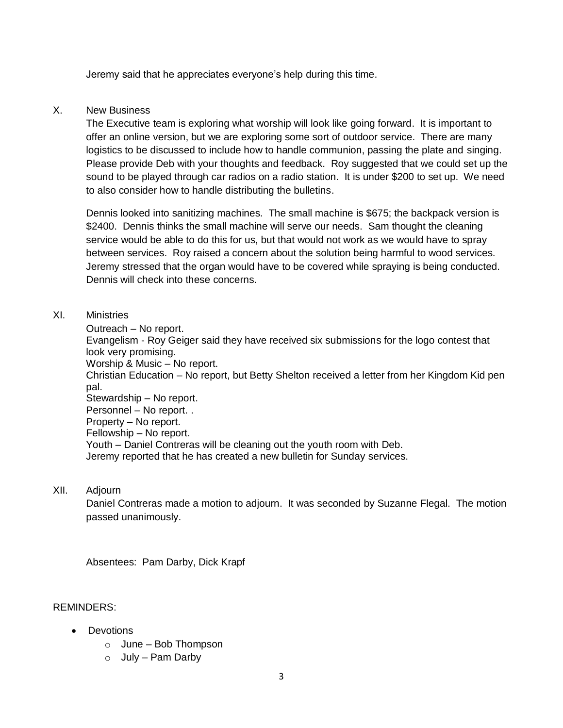Jeremy said that he appreciates everyone's help during this time.

X. New Business

The Executive team is exploring what worship will look like going forward. It is important to offer an online version, but we are exploring some sort of outdoor service. There are many logistics to be discussed to include how to handle communion, passing the plate and singing. Please provide Deb with your thoughts and feedback. Roy suggested that we could set up the sound to be played through car radios on a radio station. It is under $200 to set up. We need to also consider how to handle distributing the bulletins.

Dennis looked into sanitizing machines. The small machine is $675; the backpack version is $2400. Dennis thinks the small machine will serve our needs. Sam thought the cleaning service would be able to do this for us, but that would not work as we would have to spray between services. Roy raised a concern about the solution being harmful to wood services. Jeremy stressed that the organ would have to be covered while spraying is being conducted. Dennis will check into these concerns.

XI. Ministries

Outreach – No report.
Evangelism - Roy Geiger said they have received six submissions for the logo contest that look very promising.
Worship & Music – No report.
Christian Education – No report, but Betty Shelton received a letter from her Kingdom Kid pen pal.
Stewardship – No report.
Personnel – No report. .
Property – No report.
Fellowship – No report.
Youth – Daniel Contreras will be cleaning out the youth room with Deb.
Jeremy reported that he has created a new bulletin for Sunday services.

XII. Adjourn

Daniel Contreras made a motion to adjourn. It was seconded by Suzanne Flegal. The motion passed unanimously.

Absentees: Pam Darby, Dick Krapf

REMINDERS:

- Devotions
  - June – Bob Thompson
  - July – Pam Darby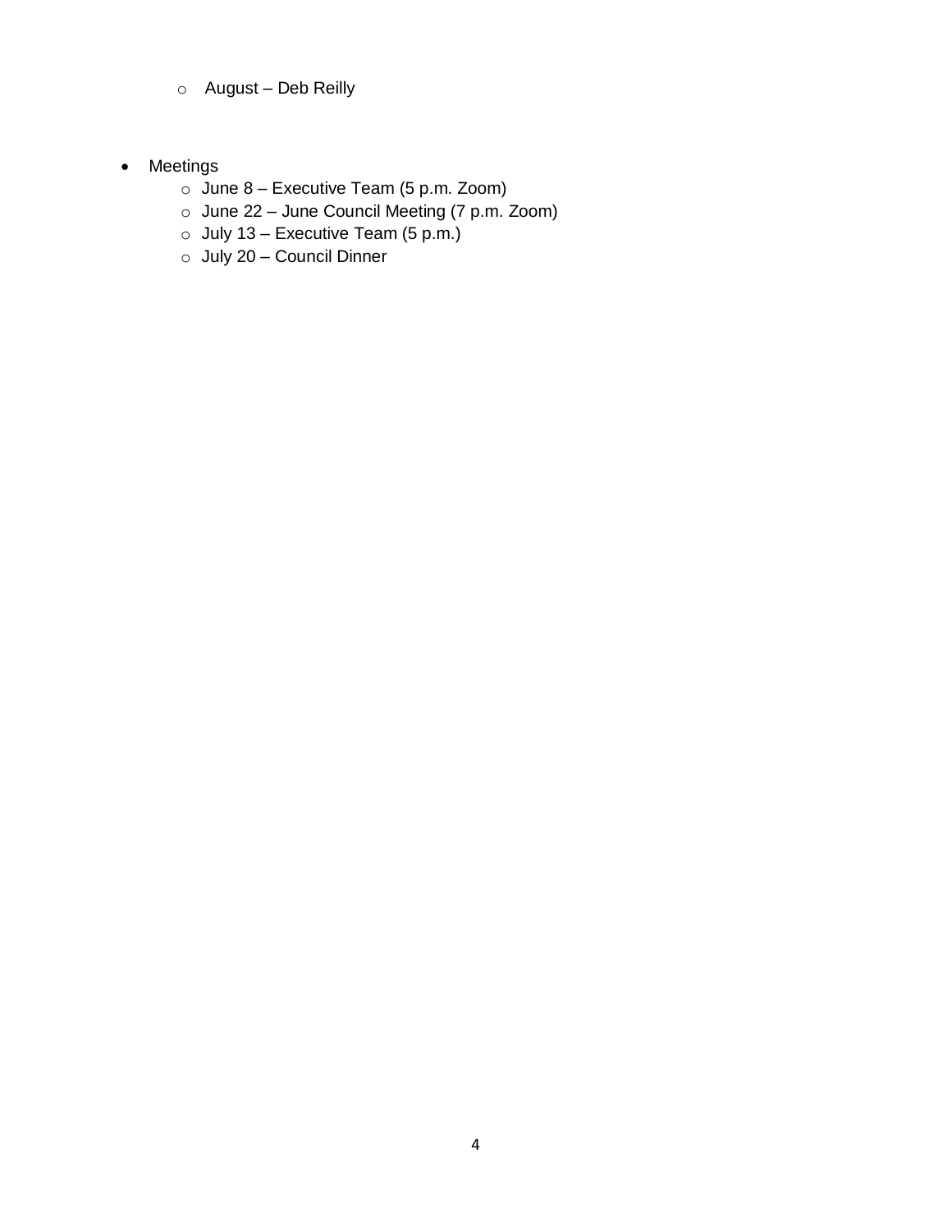- August – Deb Reilly

- Meetings
  - June 8 – Executive Team (5 p.m. Zoom)
  - June 22 – June Council Meeting (7 p.m. Zoom)
  - July 13 – Executive Team (5 p.m.)
  - July 20 – Council Dinner